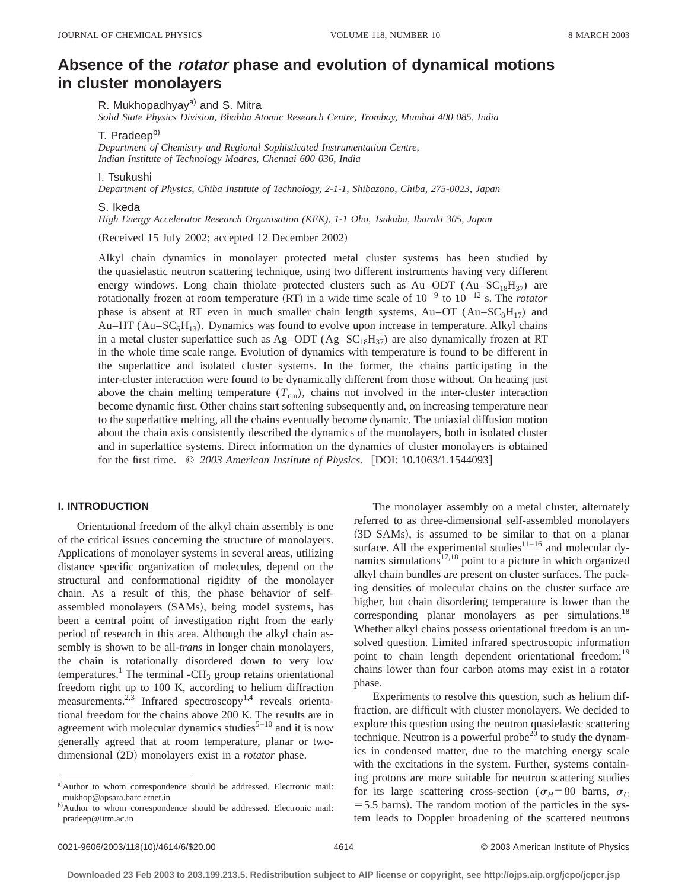# Absence of the *rotator* phase and evolution of dynamical motions in cluster monolayers

R. Mukhopadhyay[a] and S. Mitra
*Solid State Physics Division, Bhabha Atomic Research Centre, Trombay, Mumbai 400 085, India*

T. Pradeep[b]
*Department of Chemistry and Regional Sophisticated Instrumentation Centre, Indian Institute of Technology Madras, Chennai 600 036, India*

I. Tsukushi
*Department of Physics, Chiba Institute of Technology, 2-1-1, Shibazono, Chiba, 275-0023, Japan*

S. Ikeda
*High Energy Accelerator Research Organisation (KEK), 1-1 Oho, Tsukuba, Ibaraki 305, Japan*

(Received 15 July 2002; accepted 12 December 2002)

Alkyl chain dynamics in monolayer protected metal cluster systems has been studied by the quasielastic neutron scattering technique, using two different instruments having very different energy windows. Long chain thiolate protected clusters such as Au–ODT (Au–$SC_{18}H_{37}$) are rotationally frozen at room temperature (RT) in a wide time scale of $10^{-9}$ to $10^{-12}$ s. The *rotator* phase is absent at RT even in much smaller chain length systems, Au–OT (Au–$SC_8H_{17}$) and Au–HT (Au–$SC_6H_{13}$). Dynamics was found to evolve upon increase in temperature. Alkyl chains in a metal cluster superlattice such as Ag–ODT (Ag–$SC_{18}H_{37}$) are also dynamically frozen at RT in the whole time scale range. Evolution of dynamics with temperature is found to be different in the superlattice and isolated cluster systems. In the former, the chains participating in the inter-cluster interaction were found to be dynamically different from those without. On heating just above the chain melting temperature ($T_{cm}$), chains not involved in the inter-cluster interaction become dynamic first. Other chains start softening subsequently and, on increasing temperature near to the superlattice melting, all the chains eventually become dynamic. The uniaxial diffusion motion about the chain axis consistently described the dynamics of the monolayers, both in isolated cluster and in superlattice systems. Direct information on the dynamics of cluster monolayers is obtained for the first time. © *2003 American Institute of Physics.* [DOI: 10.1063/1.1544093]

## I. INTRODUCTION

Orientational freedom of the alkyl chain assembly is one of the critical issues concerning the structure of monolayers. Applications of monolayer systems in several areas, utilizing distance specific organization of molecules, depend on the structural and conformational rigidity of the monolayer chain. As a result of this, the phase behavior of self-assembled monolayers (SAMs), being model systems, has been a central point of investigation right from the early period of research in this area. Although the alkyl chain assembly is shown to be all-*trans* in longer chain monolayers, the chain is rotationally disordered down to very low temperatures.[1] The terminal -$CH_3$ group retains orientational freedom right up to 100 K, according to helium diffraction measurements.[2,3] Infrared spectroscopy[1,4] reveals orientational freedom for the chains above 200 K. The results are in agreement with molecular dynamics studies[5–10] and it is now generally agreed that at room temperature, planar or two-dimensional (2D) monolayers exist in a *rotator* phase.

The monolayer assembly on a metal cluster, alternately referred to as three-dimensional self-assembled monolayers (3D SAMs), is assumed to be similar to that on a planar surface. All the experimental studies[11–16] and molecular dynamics simulations[17,18] point to a picture in which organized alkyl chain bundles are present on cluster surfaces. The packing densities of molecular chains on the cluster surface are higher, but chain disordering temperature is lower than the corresponding planar monolayers as per simulations.[18] Whether alkyl chains possess orientational freedom is an unsolved question. Limited infrared spectroscopic information point to chain length dependent orientational freedom;[19] chains lower than four carbon atoms may exist in a rotator phase.

Experiments to resolve this question, such as helium diffraction, are difficult with cluster monolayers. We decided to explore this question using the neutron quasielastic scattering technique. Neutron is a powerful probe[20] to study the dynamics in condensed matter, due to the matching energy scale with the excitations in the system. Further, systems containing protons are more suitable for neutron scattering studies for its large scattering cross-section ($\sigma_H = 80$ barns, $\sigma_C = 5.5$ barns). The random motion of the particles in the system leads to Doppler broadening of the scattered neutrons

[a] Author to whom correspondence should be addressed. Electronic mail: mukhop@apsara.barc.ernet.in

[b] Author to whom correspondence should be addressed. Electronic mail: pradeep@iitm.ac.in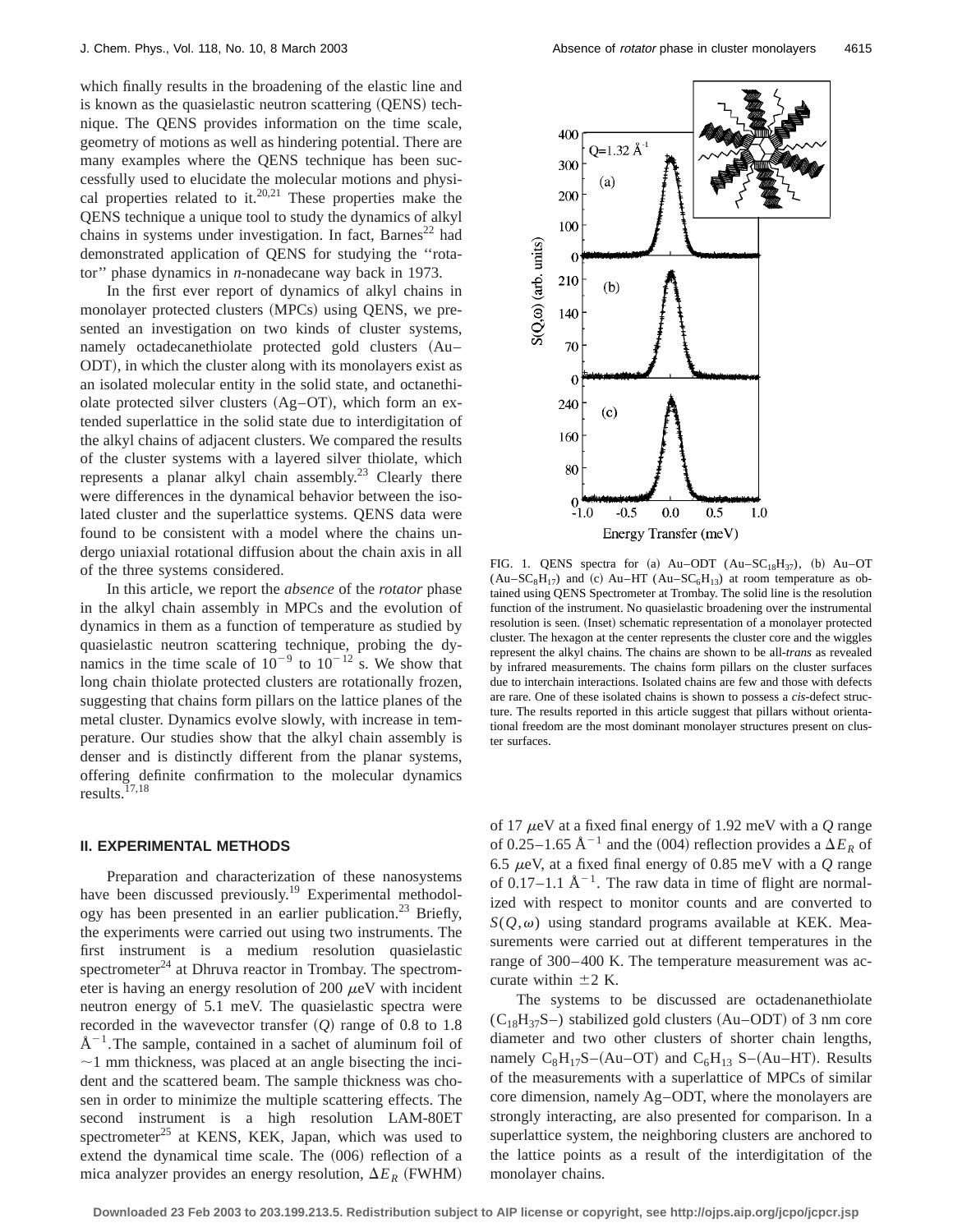which finally results in the broadening of the elastic line and is known as the quasielastic neutron scattering (QENS) technique. The QENS provides information on the time scale, geometry of motions as well as hindering potential. There are many examples where the QENS technique has been successfully used to elucidate the molecular motions and physical properties related to it.[20,21] These properties make the QENS technique a unique tool to study the dynamics of alkyl chains in systems under investigation. In fact, Barnes[22] had demonstrated application of QENS for studying the ''rotator'' phase dynamics in *n*-nonadecane way back in 1973.

In the first ever report of dynamics of alkyl chains in monolayer protected clusters (MPCs) using QENS, we presented an investigation on two kinds of cluster systems, namely octadecanethiolate protected gold clusters (Au–ODT), in which the cluster along with its monolayers exist as an isolated molecular entity in the solid state, and octanethiolate protected silver clusters (Ag–OT), which form an extended superlattice in the solid state due to interdigitation of the alkyl chains of adjacent clusters. We compared the results of the cluster systems with a layered silver thiolate, which represents a planar alkyl chain assembly.[23] Clearly there were differences in the dynamical behavior between the isolated cluster and the superlattice systems. QENS data were found to be consistent with a model where the chains undergo uniaxial rotational diffusion about the chain axis in all of the three systems considered.

In this article, we report the *absence* of the *rotator* phase in the alkyl chain assembly in MPCs and the evolution of dynamics in them as a function of temperature as studied by quasielastic neutron scattering technique, probing the dynamics in the time scale of $10^{-9}$ to $10^{-12}$ s. We show that long chain thiolate protected clusters are rotationally frozen, suggesting that chains form pillars on the lattice planes of the metal cluster. Dynamics evolve slowly, with increase in temperature. Our studies show that the alkyl chain assembly is denser and is distinctly different from the planar systems, offering definite confirmation to the molecular dynamics results.[17,18]

FIG. 1. QENS spectra for (a) Au–ODT (Au–$SC_{18}H_{37}$), (b) Au–OT (Au–$SC_8H_{17}$) and (c) Au–HT (Au–$SC_6H_{13}$) at room temperature as obtained using QENS Spectrometer at Trombay. The solid line is the resolution function of the instrument. No quasielastic broadening over the instrumental resolution is seen. (Inset) schematic representation of a monolayer protected cluster. The hexagon at the center represents the cluster core and the wiggles represent the alkyl chains. The chains are shown to be all-*trans* as revealed by infrared measurements. The chains form pillars on the cluster surfaces due to interchain interactions. Isolated chains are few and those with defects are rare. One of these isolated chains is shown to possess a *cis*-defect structure. The results reported in this article suggest that pillars without orientational freedom are the most dominant monolayer structures present on cluster surfaces.

## II. EXPERIMENTAL METHODS

Preparation and characterization of these nanosystems have been discussed previously.[19] Experimental methodology has been presented in an earlier publication.[23] Briefly, the experiments were carried out using two instruments. The first instrument is a medium resolution quasielastic spectrometer[24] at Dhruva reactor in Trombay. The spectrometer is having an energy resolution of 200 $\mu$eV with incident neutron energy of 5.1 meV. The quasielastic spectra were recorded in the wavevector transfer ($Q$) range of 0.8 to 1.8 Å$^{-1}$. The sample, contained in a sachet of aluminum foil of ~1 mm thickness, was placed at an angle bisecting the incident and the scattered beam. The sample thickness was chosen in order to minimize the multiple scattering effects. The second instrument is a high resolution LAM-80ET spectrometer[25] at KENS, KEK, Japan, which was used to extend the dynamical time scale. The (006) reflection of a mica analyzer provides an energy resolution, $\Delta E_R$ (FWHM) of 17 $\mu$eV at a fixed final energy of 1.92 meV with a $Q$ range of 0.25–1.65 Å$^{-1}$ and the (004) reflection provides a $\Delta E_R$ of 6.5 $\mu$eV, at a fixed final energy of 0.85 meV with a $Q$ range of 0.17–1.1 Å$^{-1}$. The raw data in time of flight are normalized with respect to monitor counts and are converted to $S(Q,\omega)$ using standard programs available at KEK. Measurements were carried out at different temperatures in the range of 300–400 K. The temperature measurement was accurate within $\pm 2$ K.

The systems to be discussed are octadenanethiolate ($C_{18}H_{37}S$–) stabilized gold clusters (Au–ODT) of 3 nm core diameter and two other clusters of shorter chain lengths, namely $C_8H_{17}S$–(Au–OT) and $C_6H_{13}$ S–(Au–HT). Results of the measurements with a superlattice of MPCs of similar core dimension, namely Ag–ODT, where the monolayers are strongly interacting, are also presented for comparison. In a superlattice system, the neighboring clusters are anchored to the lattice points as a result of the interdigitation of the monolayer chains.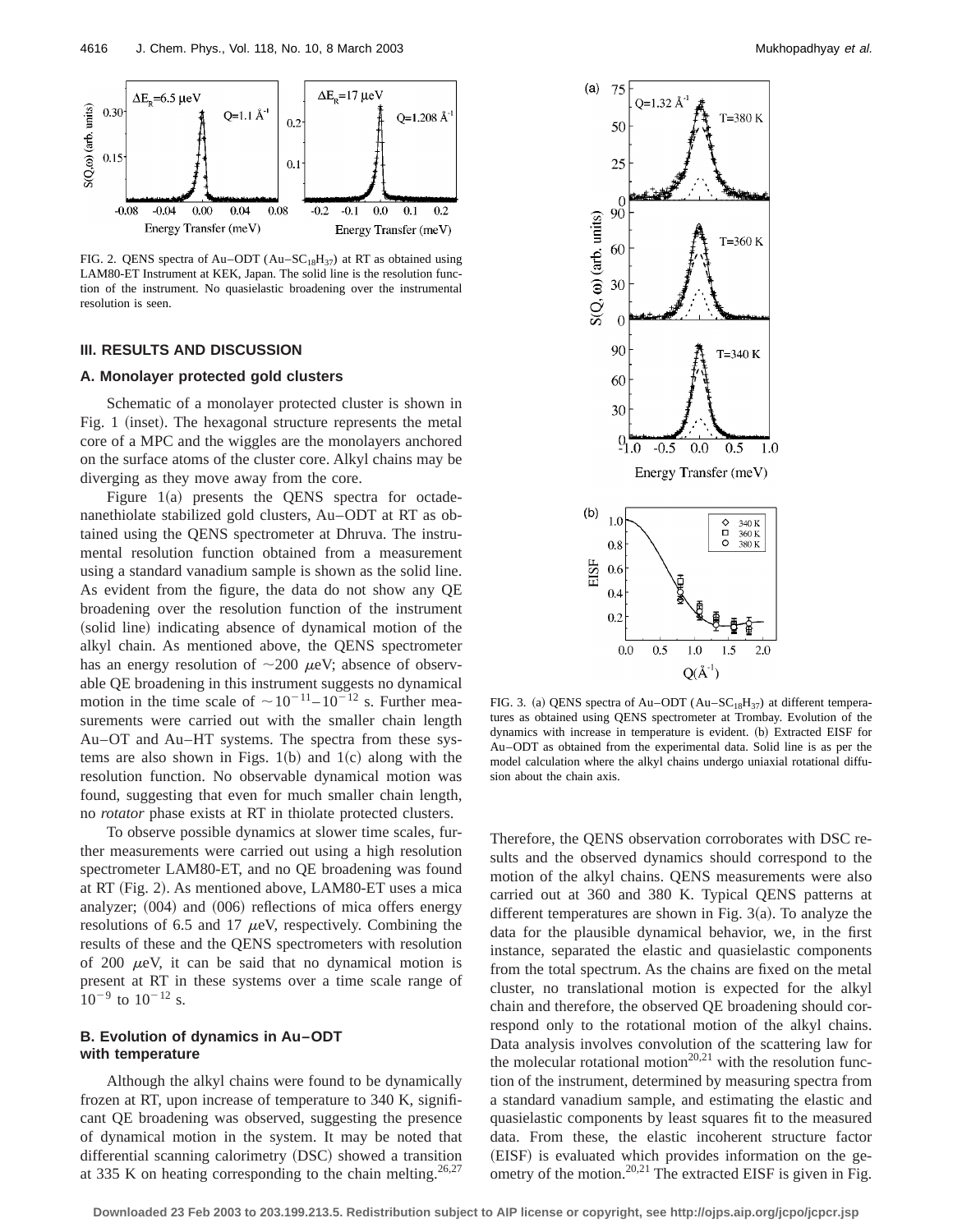FIG. 2. QENS spectra of Au–ODT ($Au–SC_{18}H_{37}$) at RT as obtained using LAM80-ET Instrument at KEK, Japan. The solid line is the resolution function of the instrument. No quasielastic broadening over the instrumental resolution is seen.

## III. RESULTS AND DISCUSSION

### A. Monolayer protected gold clusters

Schematic of a monolayer protected cluster is shown in Fig. 1 (inset). The hexagonal structure represents the metal core of a MPC and the wiggles are the monolayers anchored on the surface atoms of the cluster core. Alkyl chains may be diverging as they move away from the core.

Figure 1(a) presents the QENS spectra for octadenanethiolate stabilized gold clusters, Au–ODT at RT as obtained using the QENS spectrometer at Dhruva. The instrumental resolution function obtained from a measurement using a standard vanadium sample is shown as the solid line. As evident from the figure, the data do not show any QE broadening over the resolution function of the instrument (solid line) indicating absence of dynamical motion of the alkyl chain. As mentioned above, the QENS spectrometer has an energy resolution of $\sim 200\ \mu eV$; absence of observable QE broadening in this instrument suggests no dynamical motion in the time scale of $\sim 10^{-11}–10^{-12}$ s. Further measurements were carried out with the smaller chain length Au–OT and Au–HT systems. The spectra from these systems are also shown in Figs. 1(b) and 1(c) along with the resolution function. No observable dynamical motion was found, suggesting that even for much smaller chain length, no *rotator* phase exists at RT in thiolate protected clusters.

To observe possible dynamics at slower time scales, further measurements were carried out using a high resolution spectrometer LAM80-ET, and no QE broadening was found at RT (Fig. 2). As mentioned above, LAM80-ET uses a mica analyzer; (004) and (006) reflections of mica offers energy resolutions of 6.5 and 17 $\mu eV$, respectively. Combining the results of these and the QENS spectrometers with resolution of 200 $\mu eV$, it can be said that no dynamical motion is present at RT in these systems over a time scale range of $10^{-9}$ to $10^{-12}$ s.

### B. Evolution of dynamics in Au–ODT with temperature

Although the alkyl chains were found to be dynamically frozen at RT, upon increase of temperature to 340 K, significant QE broadening was observed, suggesting the presence of dynamical motion in the system. It may be noted that differential scanning calorimetry (DSC) showed a transition at 335 K on heating corresponding to the chain melting.[26,27]

FIG. 3. (a) QENS spectra of Au–ODT ($Au–SC_{18}H_{37}$) at different temperatures as obtained using QENS spectrometer at Trombay. Evolution of the dynamics with increase in temperature is evident. (b) Extracted EISF for Au–ODT as obtained from the experimental data. Solid line is as per the model calculation where the alkyl chains undergo uniaxial rotational diffusion about the chain axis.

Therefore, the QENS observation corroborates with DSC results and the observed dynamics should correspond to the motion of the alkyl chains. QENS measurements were also carried out at 360 and 380 K. Typical QENS patterns at different temperatures are shown in Fig. 3(a). To analyze the data for the plausible dynamical behavior, we, in the first instance, separated the elastic and quasielastic components from the total spectrum. As the chains are fixed on the metal cluster, no translational motion is expected for the alkyl chain and therefore, the observed QE broadening should correspond only to the rotational motion of the alkyl chains. Data analysis involves convolution of the scattering law for the molecular rotational motion[20,21] with the resolution function of the instrument, determined by measuring spectra from a standard vanadium sample, and estimating the elastic and quasielastic components by least squares fit to the measured data. From these, the elastic incoherent structure factor (EISF) is evaluated which provides information on the geometry of the motion.[20,21] The extracted EISF is given in Fig.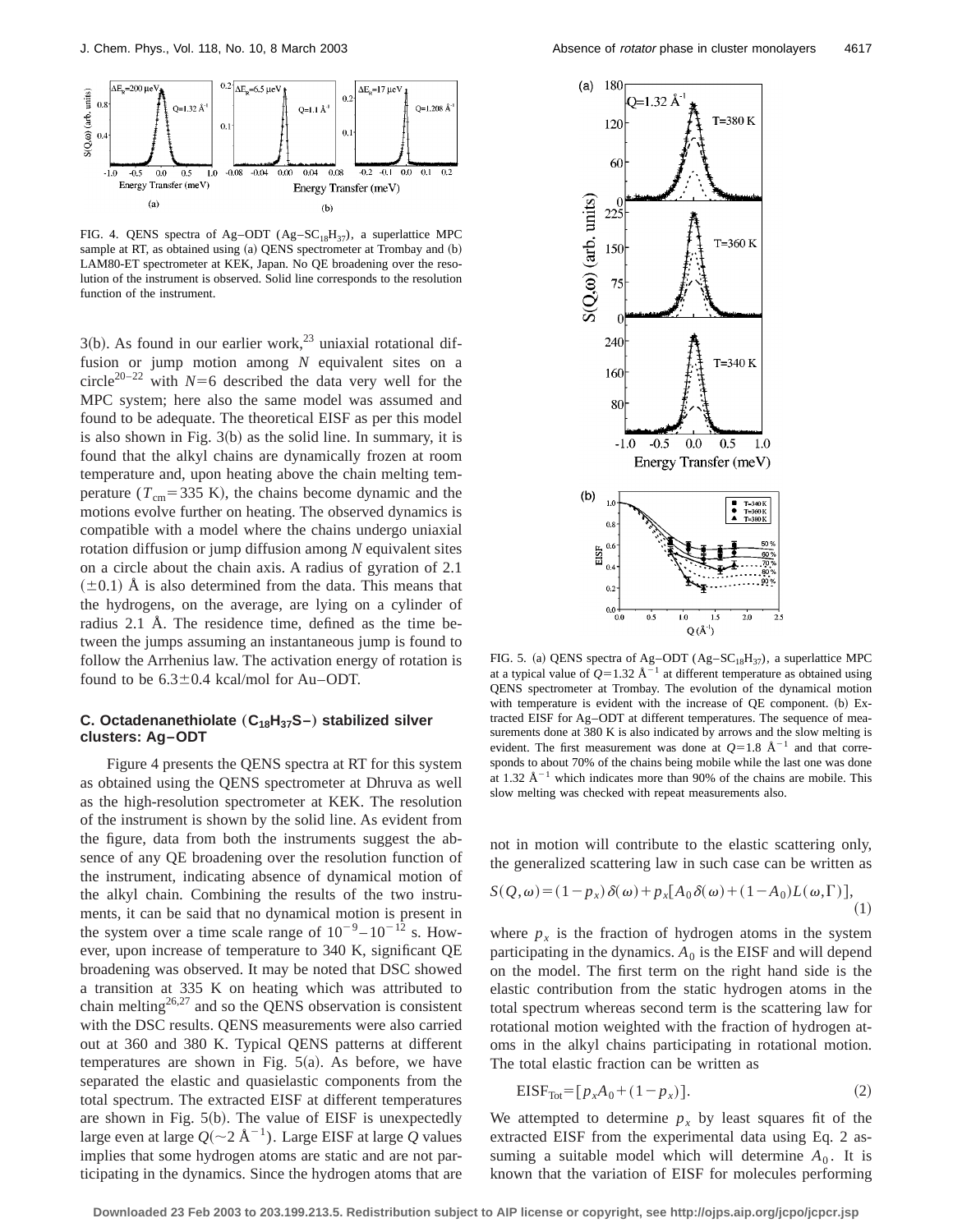FIG. 4. QENS spectra of Ag–ODT ($Ag–SC_{18}H_{37}$), a superlattice MPC sample at RT, as obtained using (a) QENS spectrometer at Trombay and (b) LAM80-ET spectrometer at KEK, Japan. No QE broadening over the resolution of the instrument is observed. Solid line corresponds to the resolution function of the instrument.

3(b). As found in our earlier work,[23] uniaxial rotational diffusion or jump motion among $N$ equivalent sites on a circle[20–22] with $N=6$ described the data very well for the MPC system; here also the same model was assumed and found to be adequate. The theoretical EISF as per this model is also shown in Fig. 3(b) as the solid line. In summary, it is found that the alkyl chains are dynamically frozen at room temperature and, upon heating above the chain melting temperature ($T_{cm}=335$ K), the chains become dynamic and the motions evolve further on heating. The observed dynamics is compatible with a model where the chains undergo uniaxial rotation diffusion or jump diffusion among $N$ equivalent sites on a circle about the chain axis. A radius of gyration of 2.1 ($\pm 0.1$) Å is also determined from the data. This means that the hydrogens, on the average, are lying on a cylinder of radius 2.1 Å. The residence time, defined as the time between the jumps assuming an instantaneous jump is found to follow the Arrhenius law. The activation energy of rotation is found to be $6.3 \pm 0.4$ kcal/mol for Au–ODT.

### C. Octadenanethiolate ($C_{18}H_{37}S$–) stabilized silver clusters: Ag–ODT

Figure 4 presents the QENS spectra at RT for this system as obtained using the QENS spectrometer at Dhruva as well as the high-resolution spectrometer at KEK. The resolution of the instrument is shown by the solid line. As evident from the figure, data from both the instruments suggest the absence of any QE broadening over the resolution function of the instrument, indicating absence of dynamical motion of the alkyl chain. Combining the results of the two instruments, it can be said that no dynamical motion is present in the system over a time scale range of $10^{-9}$–$10^{-12}$ s. However, upon increase of temperature to 340 K, significant QE broadening was observed. It may be noted that DSC showed a transition at 335 K on heating which was attributed to chain melting[26,27] and so the QENS observation is consistent with the DSC results. QENS measurements were also carried out at 360 and 380 K. Typical QENS patterns at different temperatures are shown in Fig. 5(a). As before, we have separated the elastic and quasielastic components from the total spectrum. The extracted EISF at different temperatures are shown in Fig. 5(b). The value of EISF is unexpectedly large even at large $Q(\sim 2\ \text{Å}^{-1})$. Large EISF at large $Q$ values implies that some hydrogen atoms are static and are not participating in the dynamics. Since the hydrogen atoms that are not in motion will contribute to the elastic scattering only, the generalized scattering law in such case can be written as

$$S(Q,\omega)=(1-p_x)\delta(\omega)+p_x[A_0\delta(\omega)+(1-A_0)L(\omega,\Gamma)], \tag{1}$$

where $p_x$ is the fraction of hydrogen atoms in the system participating in the dynamics. $A_0$ is the EISF and will depend on the model. The first term on the right hand side is the elastic contribution from the static hydrogen atoms in the total spectrum whereas second term is the scattering law for rotational motion weighted with the fraction of hydrogen atoms in the alkyl chains participating in rotational motion. The total elastic fraction can be written as

$$\text{EISF}_{\text{Tot}}=[p_xA_0+(1-p_x)]. \tag{2}$$

We attempted to determine $p_x$ by least squares fit of the extracted EISF from the experimental data using Eq. 2 assuming a suitable model which will determine $A_0$. It is known that the variation of EISF for molecules performing

FIG. 5. (a) QENS spectra of Ag–ODT ($Ag–SC_{18}H_{37}$), a superlattice MPC at a typical value of $Q=1.32\ \text{Å}^{-1}$ at different temperature as obtained using QENS spectrometer at Trombay. The evolution of the dynamical motion with temperature is evident with the increase of QE component. (b) Extracted EISF for Ag–ODT at different temperatures. The sequence of measurements done at 380 K is also indicated by arrows and the slow melting is evident. The first measurement was done at $Q=1.8\ \text{Å}^{-1}$ and that corresponds to about 70% of the chains being mobile while the last one was done at $1.32\ \text{Å}^{-1}$ which indicates more than 90% of the chains are mobile. This slow melting was checked with repeat measurements also.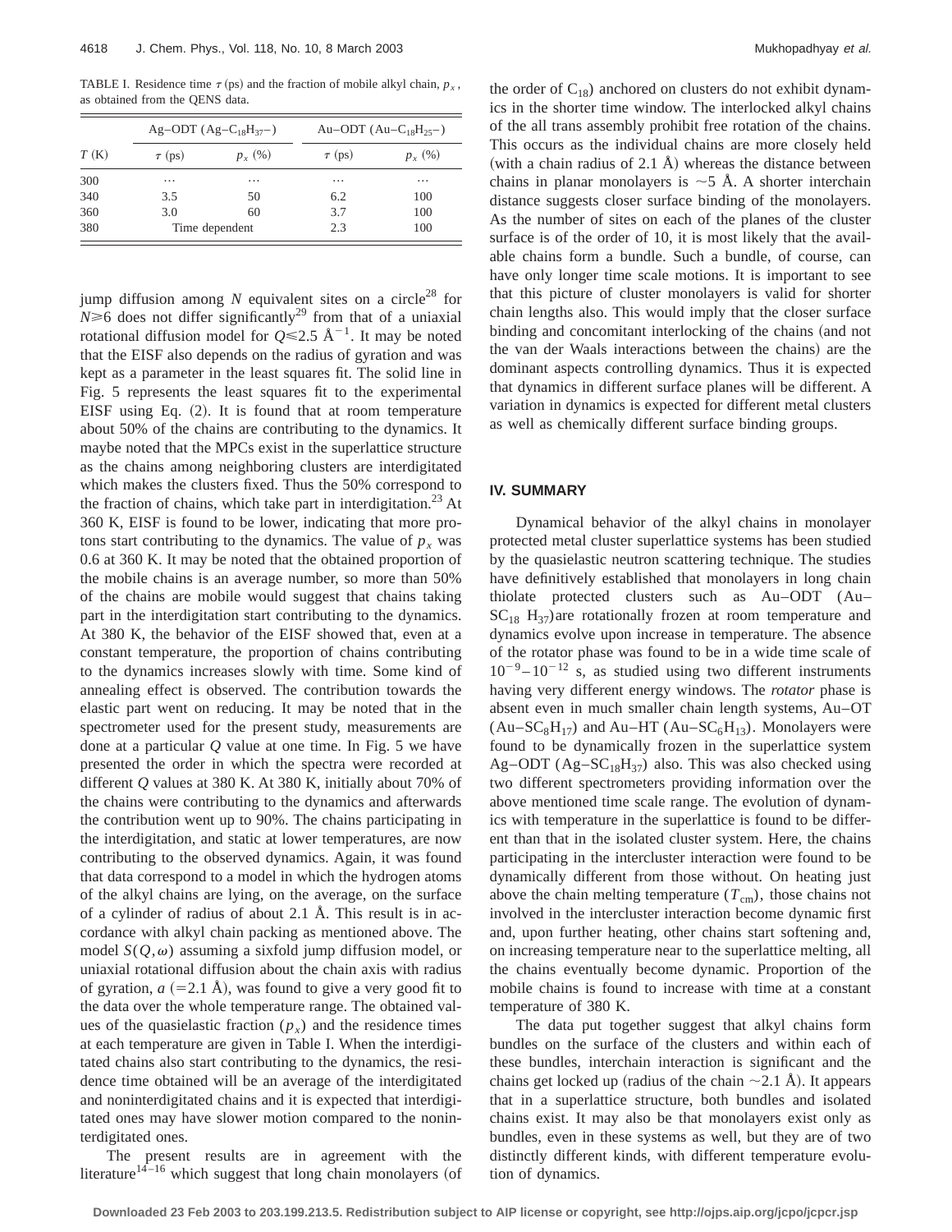TABLE I. Residence time $\tau$ (ps) and the fraction of mobile alkyl chain, $p_x$, as obtained from the QENS data.

| | Ag–ODT ($Ag–C_{18}H_{37}–$) | | Au–ODT ($Au–C_{18}H_{25}–$) | |
|---|---|---|---|---|
| $T$ (K) | $\tau$ (ps) | $p_x$ (%) | $\tau$ (ps) | $p_x$ (%) |
| 300 | ⋯ | ⋯ | ⋯ | ⋯ |
| 340 | 3.5 | 50 | 6.2 | 100 |
| 360 | 3.0 | 60 | 3.7 | 100 |
| 380 | Time dependent | | 2.3 | 100 |

jump diffusion among $N$ equivalent sites on a circle[28] for $N \geq 6$ does not differ significantly[29] from that of a uniaxial rotational diffusion model for $Q \leq 2.5$ Å$^{-1}$. It may be noted that the EISF also depends on the radius of gyration and was kept as a parameter in the least squares fit. The solid line in Fig. 5 represents the least squares fit to the experimental EISF using Eq. (2). It is found that at room temperature about 50% of the chains are contributing to the dynamics. It maybe noted that the MPCs exist in the superlattice structure as the chains among neighboring clusters are interdigitated which makes the clusters fixed. Thus the 50% correspond to the fraction of chains, which take part in interdigitation.[23] At 360 K, EISF is found to be lower, indicating that more protons start contributing to the dynamics. The value of $p_x$ was 0.6 at 360 K. It may be noted that the obtained proportion of the mobile chains is an average number, so more than 50% of the chains are mobile would suggest that chains taking part in the interdigitation start contributing to the dynamics. At 380 K, the behavior of the EISF showed that, even at a constant temperature, the proportion of chains contributing to the dynamics increases slowly with time. Some kind of annealing effect is observed. The contribution towards the elastic part went on reducing. It may be noted that in the spectrometer used for the present study, measurements are done at a particular $Q$ value at one time. In Fig. 5 we have presented the order in which the spectra were recorded at different $Q$ values at 380 K. At 380 K, initially about 70% of the chains were contributing to the dynamics and afterwards the contribution went up to 90%. The chains participating in the interdigitation, and static at lower temperatures, are now contributing to the observed dynamics. Again, it was found that data correspond to a model in which the hydrogen atoms of the alkyl chains are lying, on the average, on the surface of a cylinder of radius of about 2.1 Å. This result is in accordance with alkyl chain packing as mentioned above. The model $S(Q,\omega)$ assuming a sixfold jump diffusion model, or uniaxial rotational diffusion about the chain axis with radius of gyration, $a$ (=2.1 Å), was found to give a very good fit to the data over the whole temperature range. The obtained values of the quasielastic fraction ($p_x$) and the residence times at each temperature are given in Table I. When the interdigitated chains also start contributing to the dynamics, the residence time obtained will be an average of the interdigitated and noninterdigitated chains and it is expected that interdigitated ones may have slower motion compared to the noninterdigitated ones.

The present results are in agreement with the literature[14–16] which suggest that long chain monolayers (of the order of $C_{18}$) anchored on clusters do not exhibit dynamics in the shorter time window. The interlocked alkyl chains of the all trans assembly prohibit free rotation of the chains. This occurs as the individual chains are more closely held (with a chain radius of 2.1 Å) whereas the distance between chains in planar monolayers is ~5 Å. A shorter interchain distance suggests closer surface binding of the monolayers. As the number of sites on each of the planes of the cluster surface is of the order of 10, it is most likely that the available chains form a bundle. Such a bundle, of course, can have only longer time scale motions. It is important to see that this picture of cluster monolayers is valid for shorter chain lengths also. This would imply that the closer surface binding and concomitant interlocking of the chains (and not the van der Waals interactions between the chains) are the dominant aspects controlling dynamics. Thus it is expected that dynamics in different surface planes will be different. A variation in dynamics is expected for different metal clusters as well as chemically different surface binding groups.

## IV. SUMMARY

Dynamical behavior of the alkyl chains in monolayer protected metal cluster superlattice systems has been studied by the quasielastic neutron scattering technique. The studies have definitively established that monolayers in long chain thiolate protected clusters such as Au–ODT ($Au–SC_{18}H_{37}$)are rotationally frozen at room temperature and dynamics evolve upon increase in temperature. The absence of the rotator phase was found to be in a wide time scale of $10^{-9}$–$10^{-12}$ s, as studied using two different instruments having very different energy windows. The *rotator* phase is absent even in much smaller chain length systems, Au–OT ($Au–SC_8H_{17}$) and Au–HT ($Au–SC_6H_{13}$). Monolayers were found to be dynamically frozen in the superlattice system Ag–ODT ($Ag–SC_{18}H_{37}$) also. This was also checked using two different spectrometers providing information over the above mentioned time scale range. The evolution of dynamics with temperature in the superlattice is found to be different than that in the isolated cluster system. Here, the chains participating in the intercluster interaction were found to be dynamically different from those without. On heating just above the chain melting temperature ($T_{cm}$), those chains not involved in the intercluster interaction become dynamic first and, upon further heating, other chains start softening and, on increasing temperature near to the superlattice melting, all the chains eventually become dynamic. Proportion of the mobile chains is found to increase with time at a constant temperature of 380 K.

The data put together suggest that alkyl chains form bundles on the surface of the clusters and within each of these bundles, interchain interaction is significant and the chains get locked up (radius of the chain ~2.1 Å). It appears that in a superlattice structure, both bundles and isolated chains exist. It may also be that monolayers exist only as bundles, even in these systems as well, but they are of two distinctly different kinds, with different temperature evolution of dynamics.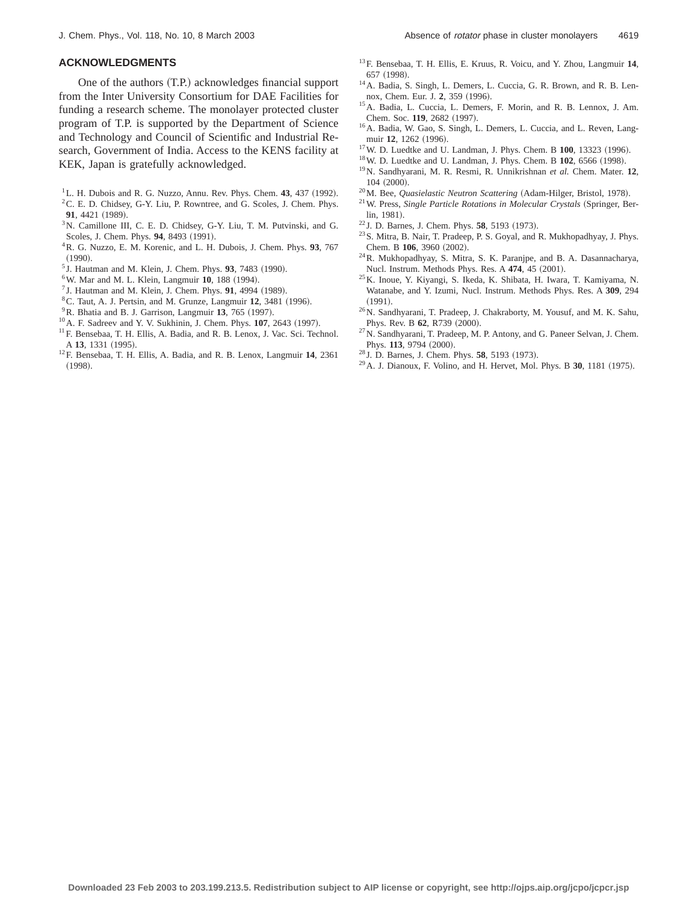## ACKNOWLEDGMENTS

One of the authors (T.P.) acknowledges financial support from the Inter University Consortium for DAE Facilities for funding a research scheme. The monolayer protected cluster program of T.P. is supported by the Department of Science and Technology and Council of Scientific and Industrial Research, Government of India. Access to the KENS facility at KEK, Japan is gratefully acknowledged.

[1] L. H. Dubois and R. G. Nuzzo, Annu. Rev. Phys. Chem. **43**, 437 (1992).
[2] C. E. D. Chidsey, G-Y. Liu, P. Rowntree, and G. Scoles, J. Chem. Phys. **91**, 4421 (1989).
[3] N. Camillone III, C. E. D. Chidsey, G-Y. Liu, T. M. Putvinski, and G. Scoles, J. Chem. Phys. **94**, 8493 (1991).
[4] R. G. Nuzzo, E. M. Korenic, and L. H. Dubois, J. Chem. Phys. **93**, 767 (1990).
[5] J. Hautman and M. Klein, J. Chem. Phys. **93**, 7483 (1990).
[6] W. Mar and M. L. Klein, Langmuir **10**, 188 (1994).
[7] J. Hautman and M. Klein, J. Chem. Phys. **91**, 4994 (1989).
[8] C. Taut, A. J. Pertsin, and M. Grunze, Langmuir **12**, 3481 (1996).
[9] R. Bhatia and B. J. Garrison, Langmuir **13**, 765 (1997).
[10] A. F. Sadreev and Y. V. Sukhinin, J. Chem. Phys. **107**, 2643 (1997).
[11] F. Bensebaa, T. H. Ellis, A. Badia, and R. B. Lenox, J. Vac. Sci. Technol. A **13**, 1331 (1995).
[12] F. Bensebaa, T. H. Ellis, A. Badia, and R. B. Lenox, Langmuir **14**, 2361 (1998).
[13] F. Bensebaa, T. H. Ellis, E. Kruus, R. Voicu, and Y. Zhou, Langmuir **14**, 657 (1998).
[14] A. Badia, S. Singh, L. Demers, L. Cuccia, G. R. Brown, and R. B. Lennox, Chem. Eur. J. **2**, 359 (1996).
[15] A. Badia, L. Cuccia, L. Demers, F. Morin, and R. B. Lennox, J. Am. Chem. Soc. **119**, 2682 (1997).
[16] A. Badia, W. Gao, S. Singh, L. Demers, L. Cuccia, and L. Reven, Langmuir **12**, 1262 (1996).
[17] W. D. Luedtke and U. Landman, J. Phys. Chem. B **100**, 13323 (1996).
[18] W. D. Luedtke and U. Landman, J. Phys. Chem. B **102**, 6566 (1998).
[19] N. Sandhyarani, M. R. Resmi, R. Unnikrishnan *et al.* Chem. Mater. **12**, 104 (2000).
[20] M. Bee, *Quasielastic Neutron Scattering* (Adam-Hilger, Bristol, 1978).
[21] W. Press, *Single Particle Rotations in Molecular Crystals* (Springer, Berlin, 1981).
[22] J. D. Barnes, J. Chem. Phys. **58**, 5193 (1973).
[23] S. Mitra, B. Nair, T. Pradeep, P. S. Goyal, and R. Mukhopadhyay, J. Phys. Chem. B **106**, 3960 (2002).
[24] R. Mukhopadhyay, S. Mitra, S. K. Paranjpe, and B. A. Dasannacharya, Nucl. Instrum. Methods Phys. Res. A **474**, 45 (2001).
[25] K. Inoue, Y. Kiyangi, S. Ikeda, K. Shibata, H. Iwara, T. Kamiyama, N. Watanabe, and Y. Izumi, Nucl. Instrum. Methods Phys. Res. A **309**, 294 (1991).
[26] N. Sandhyarani, T. Pradeep, J. Chakraborty, M. Yousuf, and M. K. Sahu, Phys. Rev. B **62**, R739 (2000).
[27] N. Sandhyarani, T. Pradeep, M. P. Antony, and G. Paneer Selvan, J. Chem. Phys. **113**, 9794 (2000).
[28] J. D. Barnes, J. Chem. Phys. **58**, 5193 (1973).
[29] A. J. Dianoux, F. Volino, and H. Hervet, Mol. Phys. B **30**, 1181 (1975).